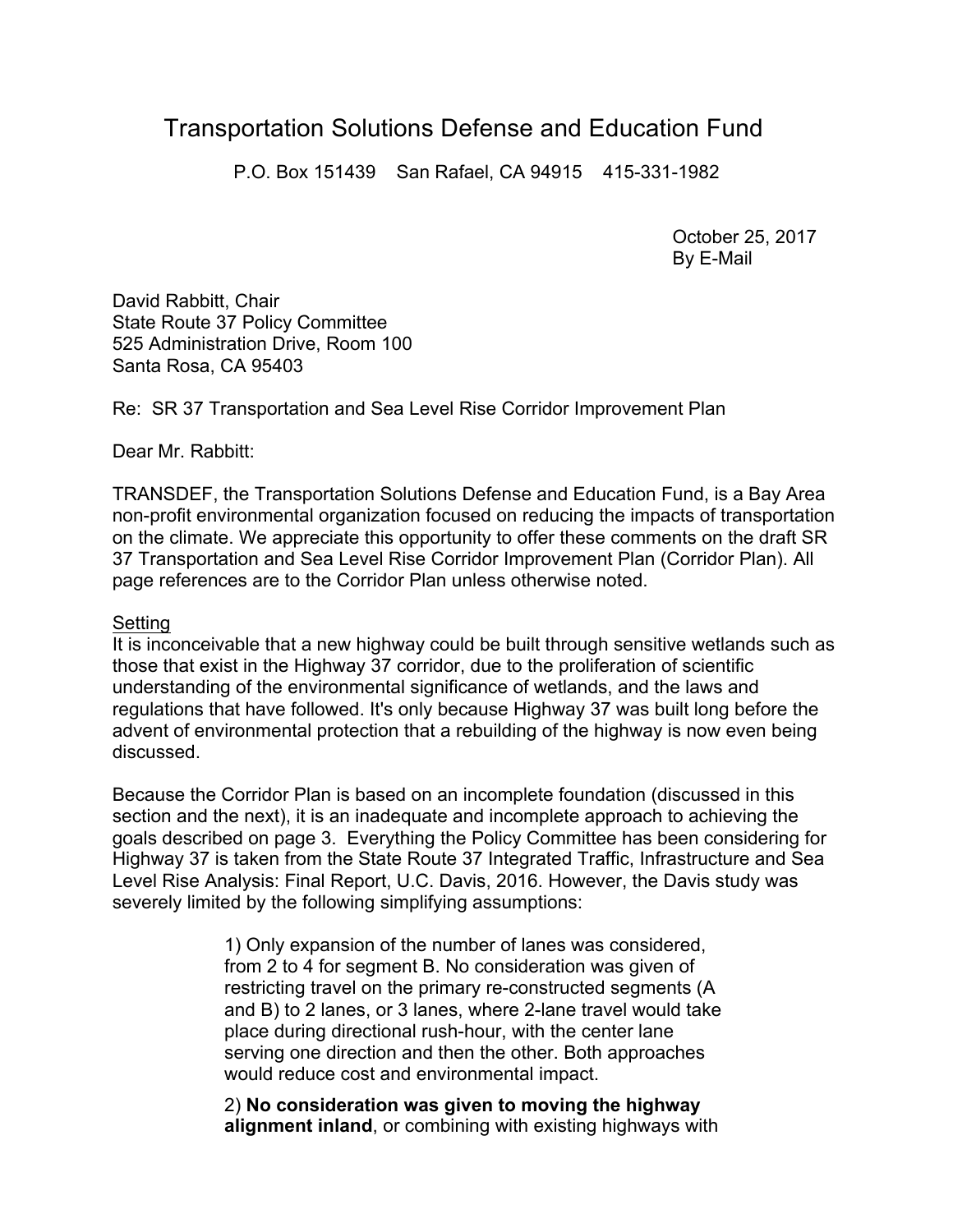# Transportation Solutions Defense and Education Fund

P.O. Box 151439    San Rafael, CA 94915    415-331-1982

October 25, 2017
By E-Mail

David Rabbitt, Chair
State Route 37 Policy Committee
525 Administration Drive, Room 100
Santa Rosa, CA 95403

Re: SR 37 Transportation and Sea Level Rise Corridor Improvement Plan

Dear Mr. Rabbitt:

TRANSDEF, the Transportation Solutions Defense and Education Fund, is a Bay Area non-profit environmental organization focused on reducing the impacts of transportation on the climate. We appreciate this opportunity to offer these comments on the draft SR 37 Transportation and Sea Level Rise Corridor Improvement Plan (Corridor Plan). All page references are to the Corridor Plan unless otherwise noted.

<u>Setting</u>

It is inconceivable that a new highway could be built through sensitive wetlands such as those that exist in the Highway 37 corridor, due to the proliferation of scientific understanding of the environmental significance of wetlands, and the laws and regulations that have followed. It's only because Highway 37 was built long before the advent of environmental protection that a rebuilding of the highway is now even being discussed.

Because the Corridor Plan is based on an incomplete foundation (discussed in this section and the next), it is an inadequate and incomplete approach to achieving the goals described on page 3. Everything the Policy Committee has been considering for Highway 37 is taken from the State Route 37 Integrated Traffic, Infrastructure and Sea Level Rise Analysis: Final Report, U.C. Davis, 2016. However, the Davis study was severely limited by the following simplifying assumptions:

> 1) Only expansion of the number of lanes was considered, from 2 to 4 for segment B. No consideration was given of restricting travel on the primary re-constructed segments (A and B) to 2 lanes, or 3 lanes, where 2-lane travel would take place during directional rush-hour, with the center lane serving one direction and then the other. Both approaches would reduce cost and environmental impact.
>
> 2) **No consideration was given to moving the highway alignment inland**, or combining with existing highways with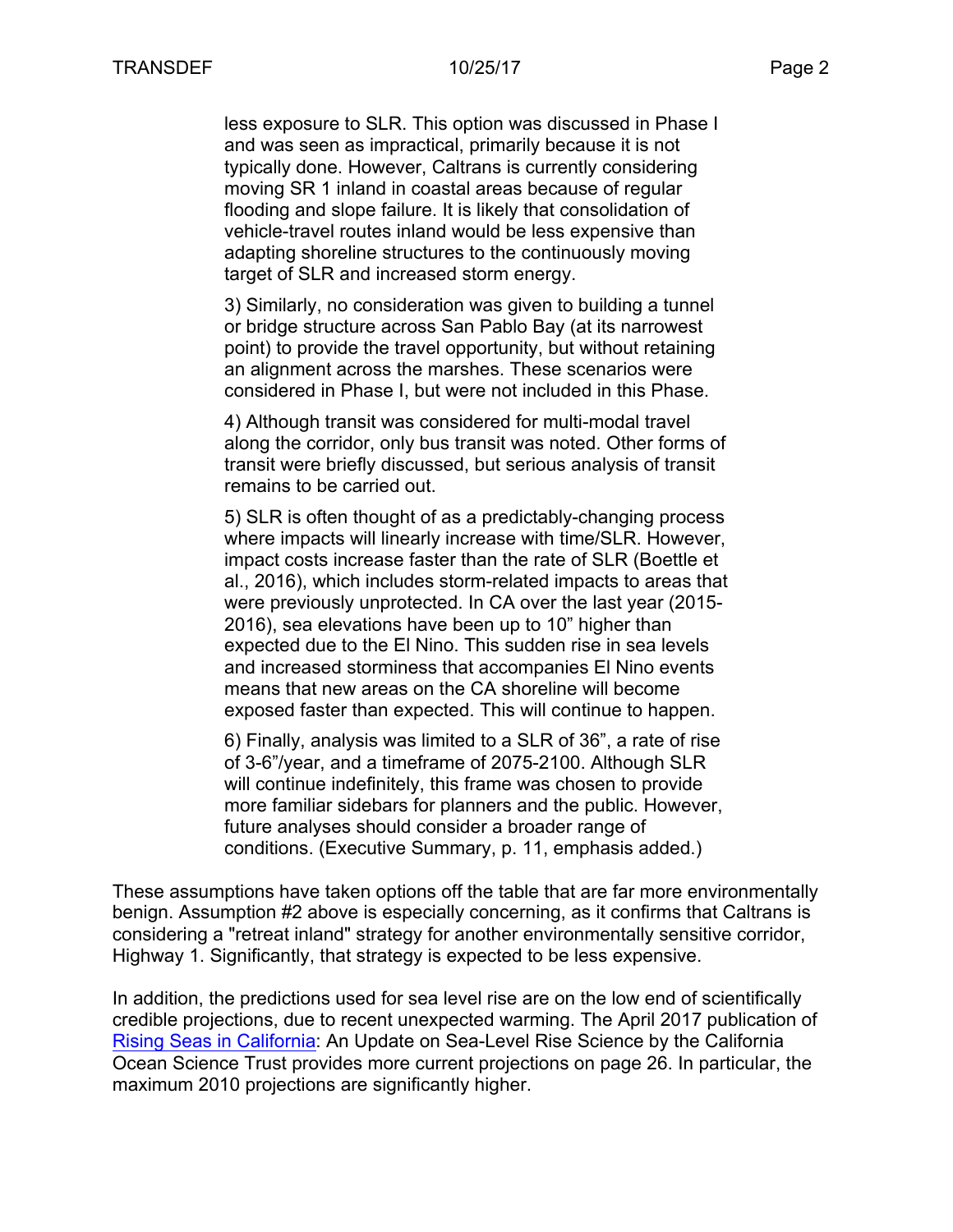> less exposure to SLR. This option was discussed in Phase I and was seen as impractical, primarily because it is not typically done. However, Caltrans is currently considering moving SR 1 inland in coastal areas because of regular flooding and slope failure. It is likely that consolidation of vehicle-travel routes inland would be less expensive than adapting shoreline structures to the continuously moving target of SLR and increased storm energy.
>
> 3) Similarly, no consideration was given to building a tunnel or bridge structure across San Pablo Bay (at its narrowest point) to provide the travel opportunity, but without retaining an alignment across the marshes. These scenarios were considered in Phase I, but were not included in this Phase.
>
> 4) Although transit was considered for multi-modal travel along the corridor, only bus transit was noted. Other forms of transit were briefly discussed, but serious analysis of transit remains to be carried out.
>
> 5) SLR is often thought of as a predictably-changing process where impacts will linearly increase with time/SLR. However, impact costs increase faster than the rate of SLR (Boettle et al., 2016), which includes storm-related impacts to areas that were previously unprotected. In CA over the last year (2015-2016), sea elevations have been up to 10" higher than expected due to the El Nino. This sudden rise in sea levels and increased storminess that accompanies El Nino events means that new areas on the CA shoreline will become exposed faster than expected. This will continue to happen.
>
> 6) Finally, analysis was limited to a SLR of 36", a rate of rise of 3-6"/year, and a timeframe of 2075-2100. Although SLR will continue indefinitely, this frame was chosen to provide more familiar sidebars for planners and the public. However, future analyses should consider a broader range of conditions. (Executive Summary, p. 11, emphasis added.)

These assumptions have taken options off the table that are far more environmentally benign. Assumption #2 above is especially concerning, as it confirms that Caltrans is considering a "retreat inland" strategy for another environmentally sensitive corridor, Highway 1. Significantly, that strategy is expected to be less expensive.

In addition, the predictions used for sea level rise are on the low end of scientifically credible projections, due to recent unexpected warming. The April 2017 publication of Rising Seas in California: An Update on Sea-Level Rise Science by the California Ocean Science Trust provides more current projections on page 26. In particular, the maximum 2010 projections are significantly higher.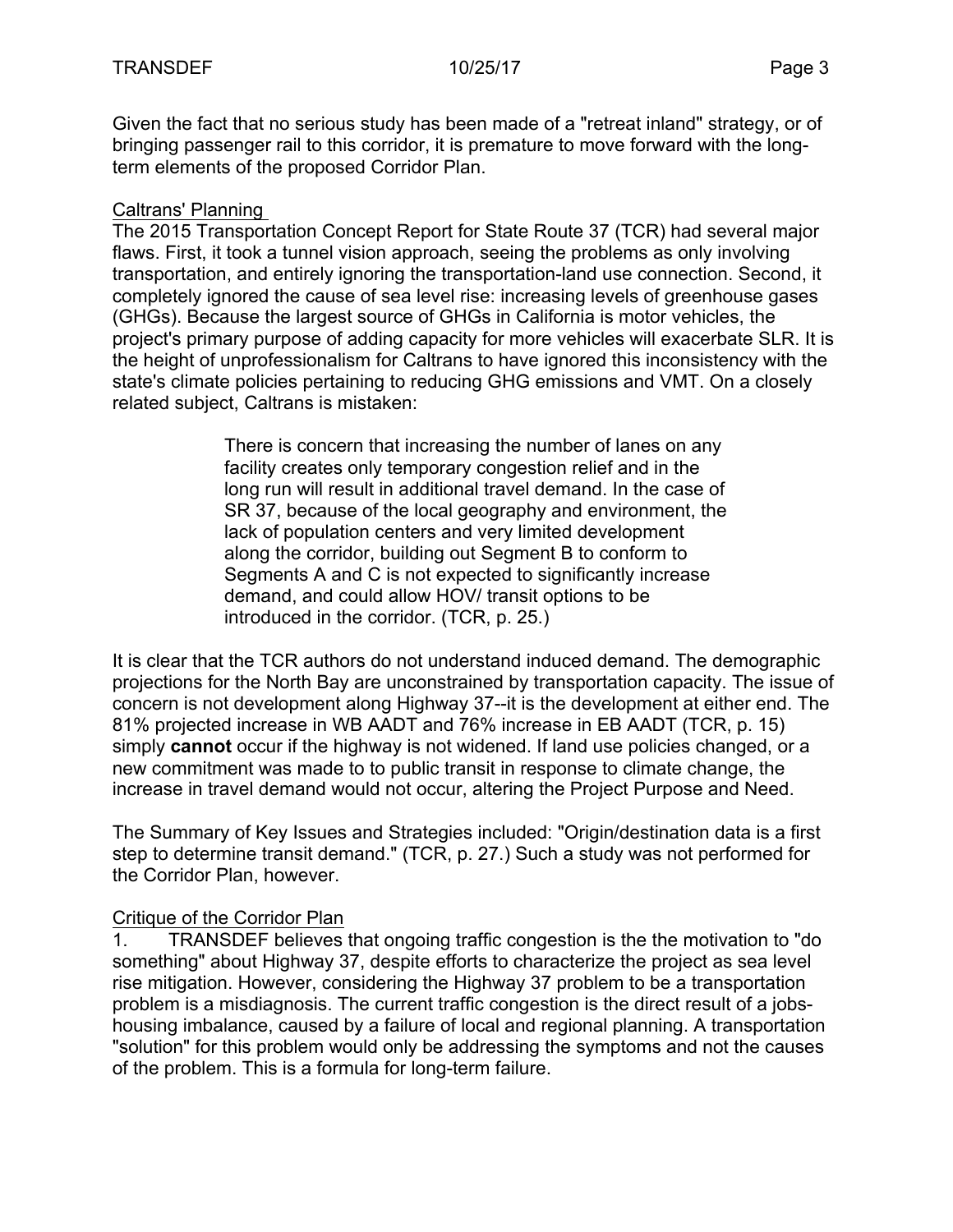Given the fact that no serious study has been made of a "retreat inland" strategy, or of bringing passenger rail to this corridor, it is premature to move forward with the long-term elements of the proposed Corridor Plan.

Caltrans' Planning

The 2015 Transportation Concept Report for State Route 37 (TCR) had several major flaws. First, it took a tunnel vision approach, seeing the problems as only involving transportation, and entirely ignoring the transportation-land use connection. Second, it completely ignored the cause of sea level rise: increasing levels of greenhouse gases (GHGs). Because the largest source of GHGs in California is motor vehicles, the project's primary purpose of adding capacity for more vehicles will exacerbate SLR. It is the height of unprofessionalism for Caltrans to have ignored this inconsistency with the state's climate policies pertaining to reducing GHG emissions and VMT. On a closely related subject, Caltrans is mistaken:

> There is concern that increasing the number of lanes on any facility creates only temporary congestion relief and in the long run will result in additional travel demand. In the case of SR 37, because of the local geography and environment, the lack of population centers and very limited development along the corridor, building out Segment B to conform to Segments A and C is not expected to significantly increase demand, and could allow HOV/ transit options to be introduced in the corridor. (TCR, p. 25.)

It is clear that the TCR authors do not understand induced demand. The demographic projections for the North Bay are unconstrained by transportation capacity. The issue of concern is not development along Highway 37--it is the development at either end. The 81% projected increase in WB AADT and 76% increase in EB AADT (TCR, p. 15) simply **cannot** occur if the highway is not widened. If land use policies changed, or a new commitment was made to to public transit in response to climate change, the increase in travel demand would not occur, altering the Project Purpose and Need.

The Summary of Key Issues and Strategies included: "Origin/destination data is a first step to determine transit demand." (TCR, p. 27.) Such a study was not performed for the Corridor Plan, however.

Critique of the Corridor Plan

1. TRANSDEF believes that ongoing traffic congestion is the the motivation to "do something" about Highway 37, despite efforts to characterize the project as sea level rise mitigation. However, considering the Highway 37 problem to be a transportation problem is a misdiagnosis. The current traffic congestion is the direct result of a jobs-housing imbalance, caused by a failure of local and regional planning. A transportation "solution" for this problem would only be addressing the symptoms and not the causes of the problem. This is a formula for long-term failure.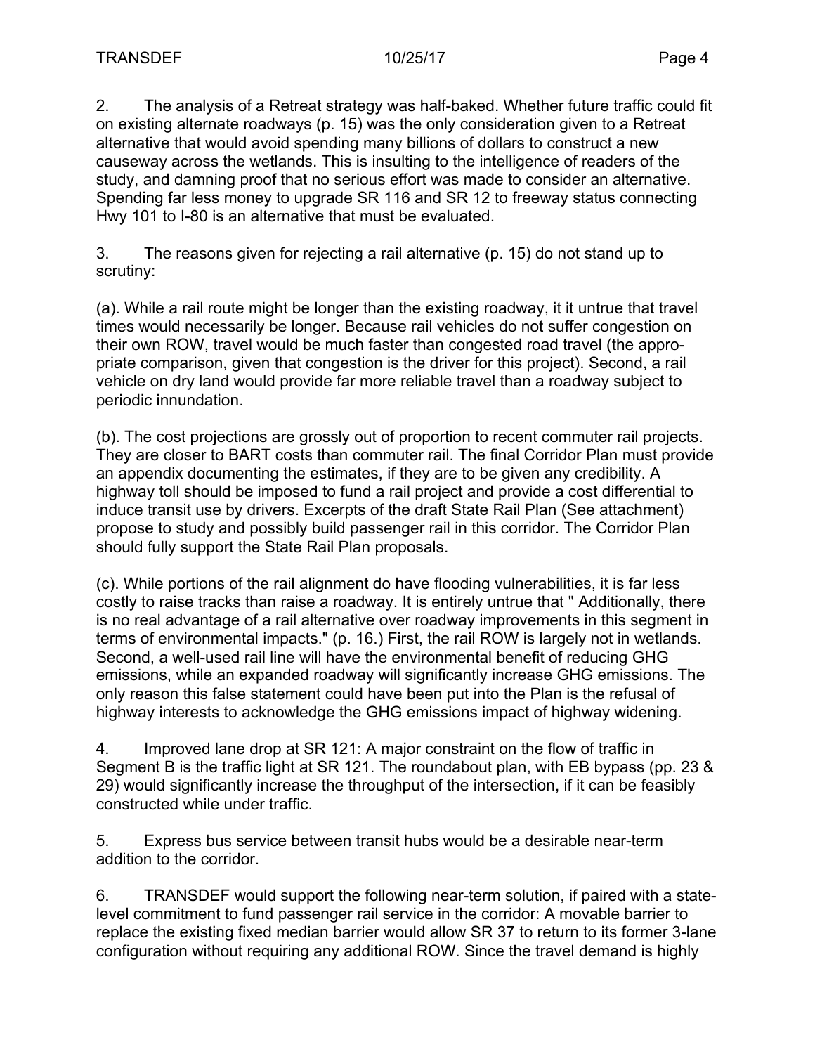2. The analysis of a Retreat strategy was half-baked. Whether future traffic could fit on existing alternate roadways (p. 15) was the only consideration given to a Retreat alternative that would avoid spending many billions of dollars to construct a new causeway across the wetlands. This is insulting to the intelligence of readers of the study, and damning proof that no serious effort was made to consider an alternative. Spending far less money to upgrade SR 116 and SR 12 to freeway status connecting Hwy 101 to I-80 is an alternative that must be evaluated.

3. The reasons given for rejecting a rail alternative (p. 15) do not stand up to scrutiny:

(a). While a rail route might be longer than the existing roadway, it it untrue that travel times would necessarily be longer. Because rail vehicles do not suffer congestion on their own ROW, travel would be much faster than congested road travel (the appropriate comparison, given that congestion is the driver for this project). Second, a rail vehicle on dry land would provide far more reliable travel than a roadway subject to periodic innundation.

(b). The cost projections are grossly out of proportion to recent commuter rail projects. They are closer to BART costs than commuter rail. The final Corridor Plan must provide an appendix documenting the estimates, if they are to be given any credibility. A highway toll should be imposed to fund a rail project and provide a cost differential to induce transit use by drivers. Excerpts of the draft State Rail Plan (See attachment) propose to study and possibly build passenger rail in this corridor. The Corridor Plan should fully support the State Rail Plan proposals.

(c). While portions of the rail alignment do have flooding vulnerabilities, it is far less costly to raise tracks than raise a roadway. It is entirely untrue that " Additionally, there is no real advantage of a rail alternative over roadway improvements in this segment in terms of environmental impacts." (p. 16.) First, the rail ROW is largely not in wetlands. Second, a well-used rail line will have the environmental benefit of reducing GHG emissions, while an expanded roadway will significantly increase GHG emissions. The only reason this false statement could have been put into the Plan is the refusal of highway interests to acknowledge the GHG emissions impact of highway widening.

4. Improved lane drop at SR 121: A major constraint on the flow of traffic in Segment B is the traffic light at SR 121. The roundabout plan, with EB bypass (pp. 23 & 29) would significantly increase the throughput of the intersection, if it can be feasibly constructed while under traffic.

5. Express bus service between transit hubs would be a desirable near-term addition to the corridor.

6. TRANSDEF would support the following near-term solution, if paired with a state-level commitment to fund passenger rail service in the corridor: A movable barrier to replace the existing fixed median barrier would allow SR 37 to return to its former 3-lane configuration without requiring any additional ROW. Since the travel demand is highly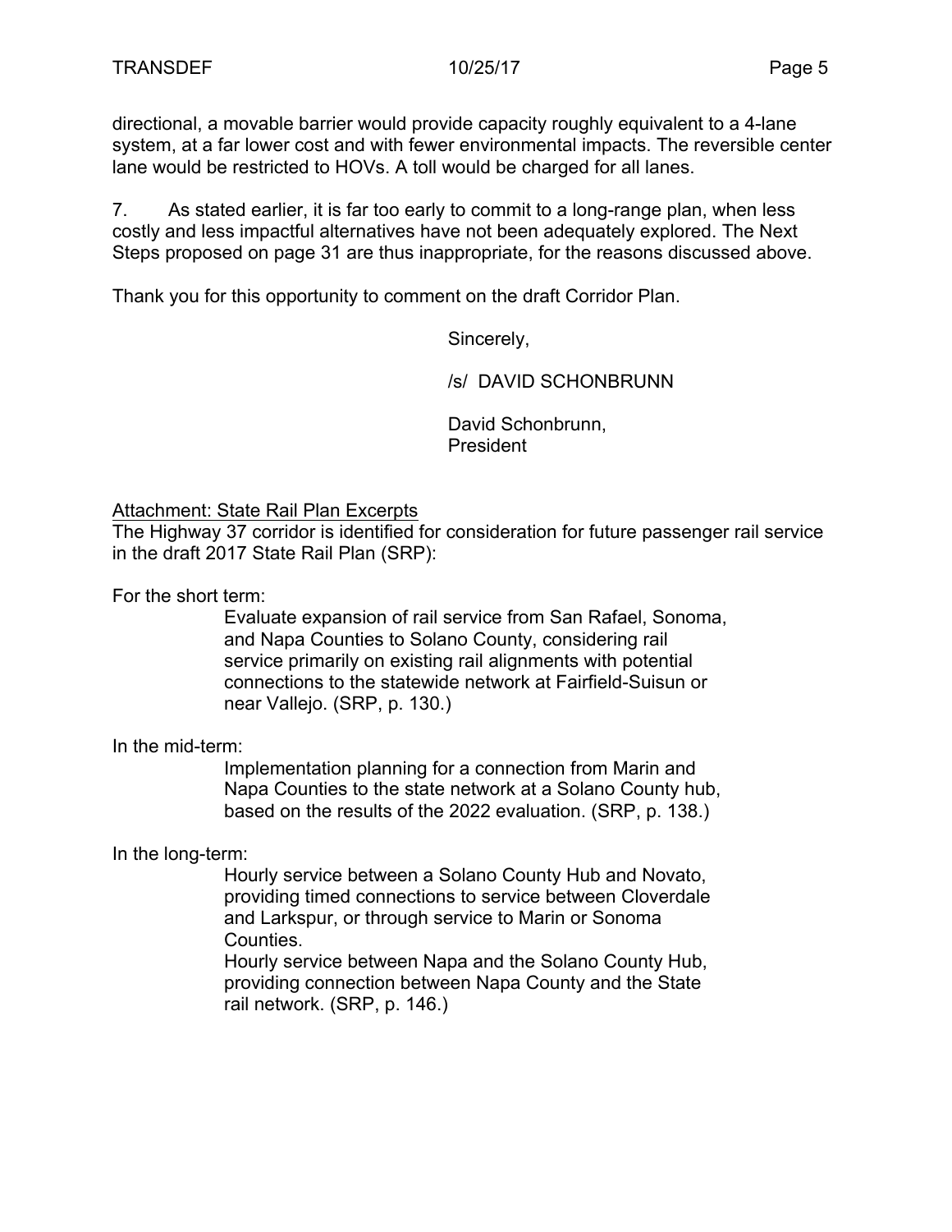directional, a movable barrier would provide capacity roughly equivalent to a 4-lane system, at a far lower cost and with fewer environmental impacts. The reversible center lane would be restricted to HOVs. A toll would be charged for all lanes.

7. As stated earlier, it is far too early to commit to a long-range plan, when less costly and less impactful alternatives have not been adequately explored. The Next Steps proposed on page 31 are thus inappropriate, for the reasons discussed above.

Thank you for this opportunity to comment on the draft Corridor Plan.

Sincerely,

/s/ DAVID SCHONBRUNN

David Schonbrunn,
President

<u>Attachment: State Rail Plan Excerpts</u>

The Highway 37 corridor is identified for consideration for future passenger rail service in the draft 2017 State Rail Plan (SRP):

For the short term:

> Evaluate expansion of rail service from San Rafael, Sonoma, and Napa Counties to Solano County, considering rail service primarily on existing rail alignments with potential connections to the statewide network at Fairfield-Suisun or near Vallejo. (SRP, p. 130.)

In the mid-term:

> Implementation planning for a connection from Marin and Napa Counties to the state network at a Solano County hub, based on the results of the 2022 evaluation. (SRP, p. 138.)

In the long-term:

> Hourly service between a Solano County Hub and Novato, providing timed connections to service between Cloverdale and Larkspur, or through service to Marin or Sonoma Counties.
>
> Hourly service between Napa and the Solano County Hub, providing connection between Napa County and the State rail network. (SRP, p. 146.)